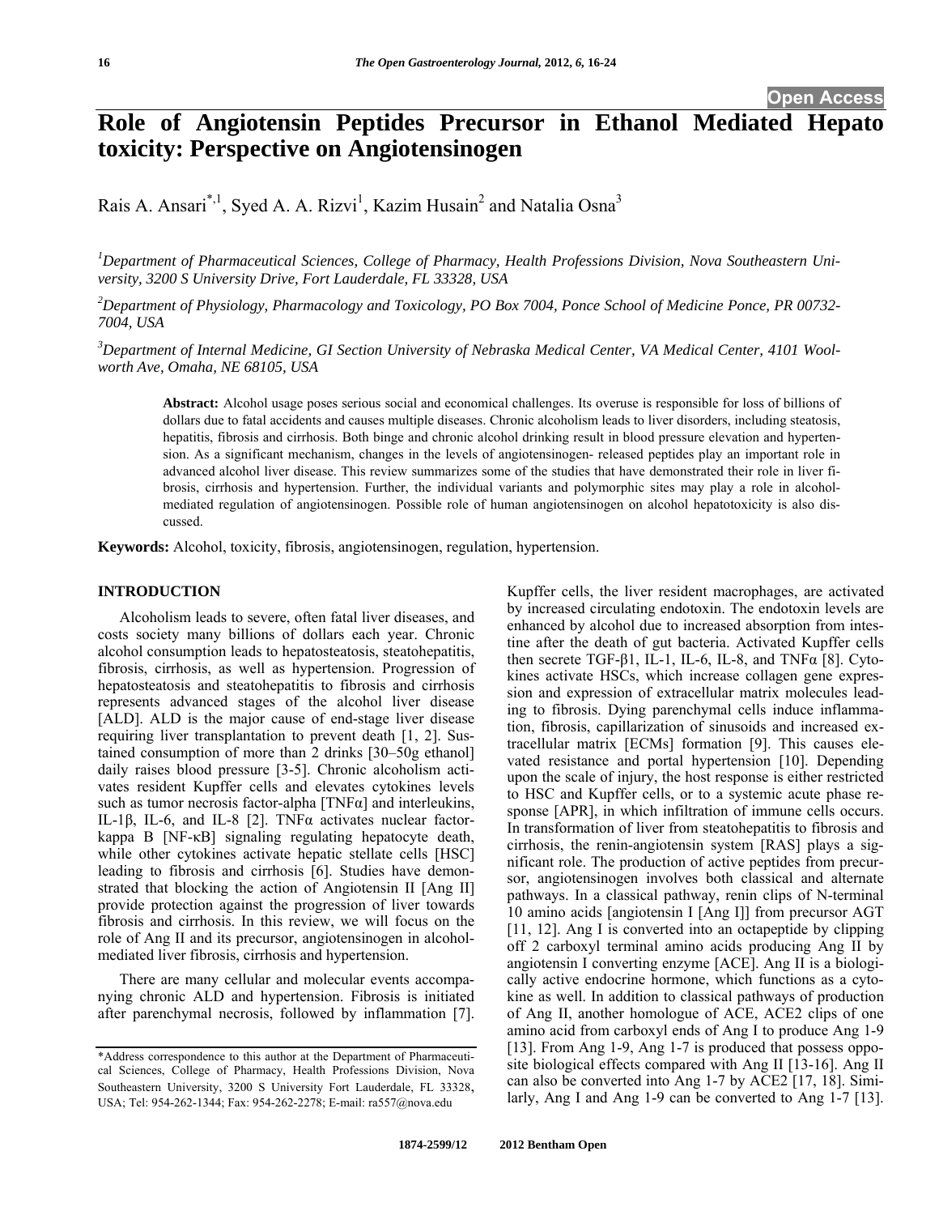# Role of Angiotensin Peptides Precursor in Ethanol Mediated Hepato toxicity: Perspective on Angiotensinogen

Rais A. Ansari[*,1], Syed A. A. Rizvi[1], Kazim Husain[2] and Natalia Osna[3]

[1]Department of Pharmaceutical Sciences, College of Pharmacy, Health Professions Division, Nova Southeastern University, 3200 S University Drive, Fort Lauderdale, FL 33328, USA

[2]Department of Physiology, Pharmacology and Toxicology, PO Box 7004, Ponce School of Medicine Ponce, PR 00732-7004, USA

[3]Department of Internal Medicine, GI Section University of Nebraska Medical Center, VA Medical Center, 4101 Woolworth Ave, Omaha, NE 68105, USA

**Abstract:** Alcohol usage poses serious social and economical challenges. Its overuse is responsible for loss of billions of dollars due to fatal accidents and causes multiple diseases. Chronic alcoholism leads to liver disorders, including steatosis, hepatitis, fibrosis and cirrhosis. Both binge and chronic alcohol drinking result in blood pressure elevation and hypertension. As a significant mechanism, changes in the levels of angiotensinogen- released peptides play an important role in advanced alcohol liver disease. This review summarizes some of the studies that have demonstrated their role in liver fibrosis, cirrhosis and hypertension. Further, the individual variants and polymorphic sites may play a role in alcohol-mediated regulation of angiotensinogen. Possible role of human angiotensinogen on alcohol hepatotoxicity is also discussed.

**Keywords:** Alcohol, toxicity, fibrosis, angiotensinogen, regulation, hypertension.

## INTRODUCTION

Alcoholism leads to severe, often fatal liver diseases, and costs society many billions of dollars each year. Chronic alcohol consumption leads to hepatosteatosis, steatohepatitis, fibrosis, cirrhosis, as well as hypertension. Progression of hepatosteatosis and steatohepatitis to fibrosis and cirrhosis represents advanced stages of the alcohol liver disease [ALD]. ALD is the major cause of end-stage liver disease requiring liver transplantation to prevent death [1, 2]. Sustained consumption of more than 2 drinks [30–50g ethanol] daily raises blood pressure [3-5]. Chronic alcoholism activates resident Kupffer cells and elevates cytokines levels such as tumor necrosis factor-alpha [TNFα] and interleukins, IL-1β, IL-6, and IL-8 [2]. TNFα activates nuclear factor-kappa B [NF-κB] signaling regulating hepatocyte death, while other cytokines activate hepatic stellate cells [HSC] leading to fibrosis and cirrhosis [6]. Studies have demonstrated that blocking the action of Angiotensin II [Ang II] provide protection against the progression of liver towards fibrosis and cirrhosis. In this review, we will focus on the role of Ang II and its precursor, angiotensinogen in alcohol-mediated liver fibrosis, cirrhosis and hypertension.

There are many cellular and molecular events accompanying chronic ALD and hypertension. Fibrosis is initiated after parenchymal necrosis, followed by inflammation [7]. Kupffer cells, the liver resident macrophages, are activated by increased circulating endotoxin. The endotoxin levels are enhanced by alcohol due to increased absorption from intestine after the death of gut bacteria. Activated Kupffer cells then secrete TGF-β1, IL-1, IL-6, IL-8, and TNFα [8]. Cytokines activate HSCs, which increase collagen gene expression and expression of extracellular matrix molecules leading to fibrosis. Dying parenchymal cells induce inflammation, fibrosis, capillarization of sinusoids and increased extracellular matrix [ECMs] formation [9]. This causes elevated resistance and portal hypertension [10]. Depending upon the scale of injury, the host response is either restricted to HSC and Kupffer cells, or to a systemic acute phase response [APR], in which infiltration of immune cells occurs. In transformation of liver from steatohepatitis to fibrosis and cirrhosis, the renin-angiotensin system [RAS] plays a significant role. The production of active peptides from precursor, angiotensinogen involves both classical and alternate pathways. In a classical pathway, renin clips of N-terminal 10 amino acids [angiotensin I [Ang I]] from precursor AGT [11, 12]. Ang I is converted into an octapeptide by clipping off 2 carboxyl terminal amino acids producing Ang II by angiotensin I converting enzyme [ACE]. Ang II is a biologically active endocrine hormone, which functions as a cytokine as well. In addition to classical pathways of production of Ang II, another homologue of ACE, ACE2 clips of one amino acid from carboxyl ends of Ang I to produce Ang 1-9 [13]. From Ang 1-9, Ang 1-7 is produced that possess opposite biological effects compared with Ang II [13-16]. Ang II can also be converted into Ang 1-7 by ACE2 [17, 18]. Similarly, Ang I and Ang 1-9 can be converted to Ang 1-7 [13].

*Address correspondence to this author at the Department of Pharmaceutical Sciences, College of Pharmacy, Health Professions Division, Nova Southeastern University, 3200 S University Fort Lauderdale, FL 33328, USA; Tel: 954-262-1344; Fax: 954-262-2278; E-mail: ra557@nova.edu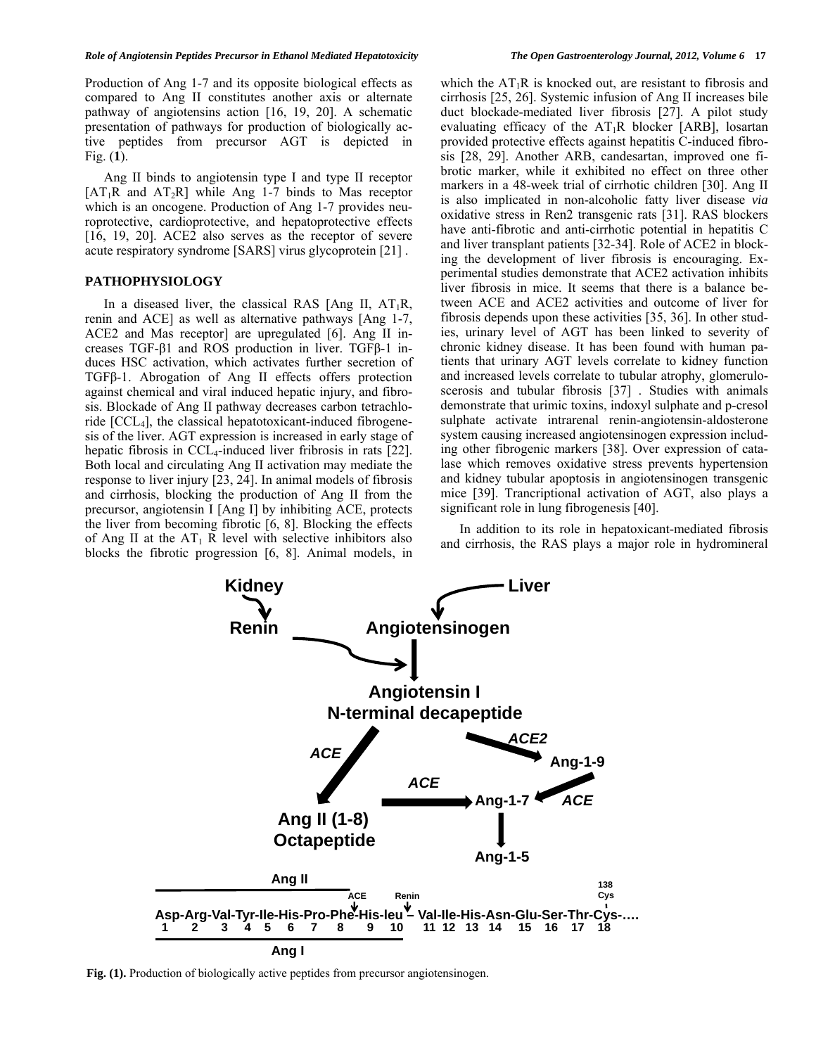Production of Ang 1-7 and its opposite biological effects as compared to Ang II constitutes another axis or alternate pathway of angiotensins action [16, 19, 20]. A schematic presentation of pathways for production of biologically active peptides from precursor AGT is depicted in Fig. (**1**).

Ang II binds to angiotensin type I and type II receptor [$AT_1R$ and $AT_2R$] while Ang 1-7 binds to Mas receptor which is an oncogene. Production of Ang 1-7 provides neuroprotective, cardioprotective, and hepatoprotective effects [16, 19, 20]. ACE2 also serves as the receptor of severe acute respiratory syndrome [SARS] virus glycoprotein [21] .

## PATHOPHYSIOLOGY

In a diseased liver, the classical RAS [Ang II, $AT_1R$, renin and ACE] as well as alternative pathways [Ang 1-7, ACE2 and Mas receptor] are upregulated [6]. Ang II increases TGF-β1 and ROS production in liver. TGFβ-1 induces HSC activation, which activates further secretion of TGFβ-1. Abrogation of Ang II effects offers protection against chemical and viral induced hepatic injury, and fibrosis. Blockade of Ang II pathway decreases carbon tetrachloride [$CCL_4$], the classical hepatotoxicant-induced fibrogenesis of the liver. AGT expression is increased in early stage of hepatic fibrosis in $CCL_4$-induced liver fribrosis in rats [22]. Both local and circulating Ang II activation may mediate the response to liver injury [23, 24]. In animal models of fibrosis and cirrhosis, blocking the production of Ang II from the precursor, angiotensin I [Ang I] by inhibiting ACE, protects the liver from becoming fibrotic [6, 8]. Blocking the effects of Ang II at the $AT_1$ R level with selective inhibitors also blocks the fibrotic progression [6, 8]. Animal models, in which the $AT_1R$ is knocked out, are resistant to fibrosis and cirrhosis [25, 26]. Systemic infusion of Ang II increases bile duct blockade-mediated liver fibrosis [27]. A pilot study evaluating efficacy of the $AT_1R$ blocker [ARB], losartan provided protective effects against hepatitis C-induced fibrosis [28, 29]. Another ARB, candesartan, improved one fibrotic marker, while it exhibited no effect on three other markers in a 48-week trial of cirrhotic children [30]. Ang II is also implicated in non-alcoholic fatty liver disease *via* oxidative stress in Ren2 transgenic rats [31]. RAS blockers have anti-fibrotic and anti-cirrhotic potential in hepatitis C and liver transplant patients [32-34]. Role of ACE2 in blocking the development of liver fibrosis is encouraging. Experimental studies demonstrate that ACE2 activation inhibits liver fibrosis in mice. It seems that there is a balance between ACE and ACE2 activities and outcome of liver for fibrosis depends upon these activities [35, 36]. In other studies, urinary level of AGT has been linked to severity of chronic kidney disease. It has been found with human patients that urinary AGT levels correlate to kidney function and increased levels correlate to tubular atrophy, glomeruloscerosis and tubular fibrosis [37] . Studies with animals demonstrate that urimic toxins, indoxyl sulphate and p-cresol sulphate activate intrarenal renin-angiotensin-aldosterone system causing increased angiotensinogen expression including other fibrogenic markers [38]. Over expression of catalase which removes oxidative stress prevents hypertension and kidney tubular apoptosis in angiotensinogen transgenic mice [39]. Trancriptional activation of AGT, also plays a significant role in lung fibrogenesis [40].

In addition to its role in hepatoxicant-mediated fibrosis and cirrhosis, the RAS plays a major role in hydromineral

**Fig. (1).** Production of biologically active peptides from precursor angiotensinogen.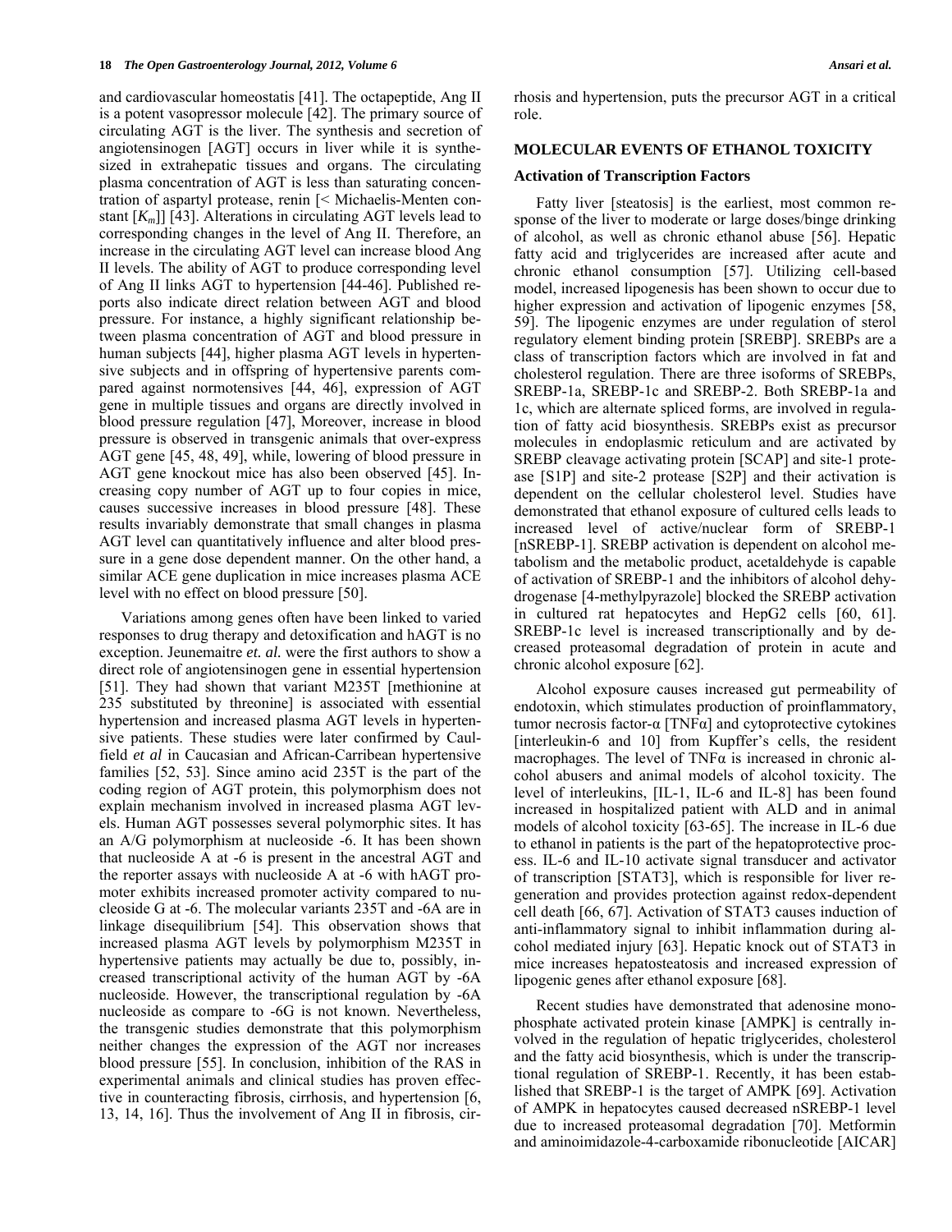and cardiovascular homeostatis [41]. The octapeptide, Ang II is a potent vasopressor molecule [42]. The primary source of circulating AGT is the liver. The synthesis and secretion of angiotensinogen [AGT] occurs in liver while it is synthesized in extrahepatic tissues and organs. The circulating plasma concentration of AGT is less than saturating concentration of aspartyl protease, renin [< Michaelis-Menten constant [$K_m$]] [43]. Alterations in circulating AGT levels lead to corresponding changes in the level of Ang II. Therefore, an increase in the circulating AGT level can increase blood Ang II levels. The ability of AGT to produce corresponding level of Ang II links AGT to hypertension [44-46]. Published reports also indicate direct relation between AGT and blood pressure. For instance, a highly significant relationship between plasma concentration of AGT and blood pressure in human subjects [44], higher plasma AGT levels in hypertensive subjects and in offspring of hypertensive parents compared against normotensives [44, 46], expression of AGT gene in multiple tissues and organs are directly involved in blood pressure regulation [47], Moreover, increase in blood pressure is observed in transgenic animals that over-express AGT gene [45, 48, 49], while, lowering of blood pressure in AGT gene knockout mice has also been observed [45]. Increasing copy number of AGT up to four copies in mice, causes successive increases in blood pressure [48]. These results invariably demonstrate that small changes in plasma AGT level can quantitatively influence and alter blood pressure in a gene dose dependent manner. On the other hand, a similar ACE gene duplication in mice increases plasma ACE level with no effect on blood pressure [50].

Variations among genes often have been linked to varied responses to drug therapy and detoxification and hAGT is no exception. Jeunemaitre *et. al.* were the first authors to show a direct role of angiotensinogen gene in essential hypertension [51]. They had shown that variant M235T [methionine at 235 substituted by threonine] is associated with essential hypertension and increased plasma AGT levels in hypertensive patients. These studies were later confirmed by Caulfield *et al* in Caucasian and African-Carribean hypertensive families [52, 53]. Since amino acid 235T is the part of the coding region of AGT protein, this polymorphism does not explain mechanism involved in increased plasma AGT levels. Human AGT possesses several polymorphic sites. It has an A/G polymorphism at nucleoside -6. It has been shown that nucleoside A at -6 is present in the ancestral AGT and the reporter assays with nucleoside A at -6 with hAGT promoter exhibits increased promoter activity compared to nucleoside G at -6. The molecular variants 235T and -6A are in linkage disequilibrium [54]. This observation shows that increased plasma AGT levels by polymorphism M235T in hypertensive patients may actually be due to, possibly, increased transcriptional activity of the human AGT by -6A nucleoside. However, the transcriptional regulation by -6A nucleoside as compare to -6G is not known. Nevertheless, the transgenic studies demonstrate that this polymorphism neither changes the expression of the AGT nor increases blood pressure [55]. In conclusion, inhibition of the RAS in experimental animals and clinical studies has proven effective in counteracting fibrosis, cirrhosis, and hypertension [6, 13, 14, 16]. Thus the involvement of Ang II in fibrosis, cirrhosis and hypertension, puts the precursor AGT in a critical role.

## MOLECULAR EVENTS OF ETHANOL TOXICITY

### Activation of Transcription Factors

Fatty liver [steatosis] is the earliest, most common response of the liver to moderate or large doses/binge drinking of alcohol, as well as chronic ethanol abuse [56]. Hepatic fatty acid and triglycerides are increased after acute and chronic ethanol consumption [57]. Utilizing cell-based model, increased lipogenesis has been shown to occur due to higher expression and activation of lipogenic enzymes [58, 59]. The lipogenic enzymes are under regulation of sterol regulatory element binding protein [SREBP]. SREBPs are a class of transcription factors which are involved in fat and cholesterol regulation. There are three isoforms of SREBPs, SREBP-1a, SREBP-1c and SREBP-2. Both SREBP-1a and 1c, which are alternate spliced forms, are involved in regulation of fatty acid biosynthesis. SREBPs exist as precursor molecules in endoplasmic reticulum and are activated by SREBP cleavage activating protein [SCAP] and site-1 protease [S1P] and site-2 protease [S2P] and their activation is dependent on the cellular cholesterol level. Studies have demonstrated that ethanol exposure of cultured cells leads to increased level of active/nuclear form of SREBP-1 [nSREBP-1]. SREBP activation is dependent on alcohol metabolism and the metabolic product, acetaldehyde is capable of activation of SREBP-1 and the inhibitors of alcohol dehydrogenase [4-methylpyrazole] blocked the SREBP activation in cultured rat hepatocytes and HepG2 cells [60, 61]. SREBP-1c level is increased transcriptionally and by decreased proteasomal degradation of protein in acute and chronic alcohol exposure [62].

Alcohol exposure causes increased gut permeability of endotoxin, which stimulates production of proinflammatory, tumor necrosis factor-α [TNFα] and cytoprotective cytokines [interleukin-6 and 10] from Kupffer's cells, the resident macrophages. The level of TNFα is increased in chronic alcohol abusers and animal models of alcohol toxicity. The level of interleukins, [IL-1, IL-6 and IL-8] has been found increased in hospitalized patient with ALD and in animal models of alcohol toxicity [63-65]. The increase in IL-6 due to ethanol in patients is the part of the hepatoprotective process. IL-6 and IL-10 activate signal transducer and activator of transcription [STAT3], which is responsible for liver regeneration and provides protection against redox-dependent cell death [66, 67]. Activation of STAT3 causes induction of anti-inflammatory signal to inhibit inflammation during alcohol mediated injury [63]. Hepatic knock out of STAT3 in mice increases hepatosteatosis and increased expression of lipogenic genes after ethanol exposure [68].

Recent studies have demonstrated that adenosine monophosphate activated protein kinase [AMPK] is centrally involved in the regulation of hepatic triglycerides, cholesterol and the fatty acid biosynthesis, which is under the transcriptional regulation of SREBP-1. Recently, it has been established that SREBP-1 is the target of AMPK [69]. Activation of AMPK in hepatocytes caused decreased nSREBP-1 level due to increased proteasomal degradation [70]. Metformin and aminoimidazole-4-carboxamide ribonucleotide [AICAR]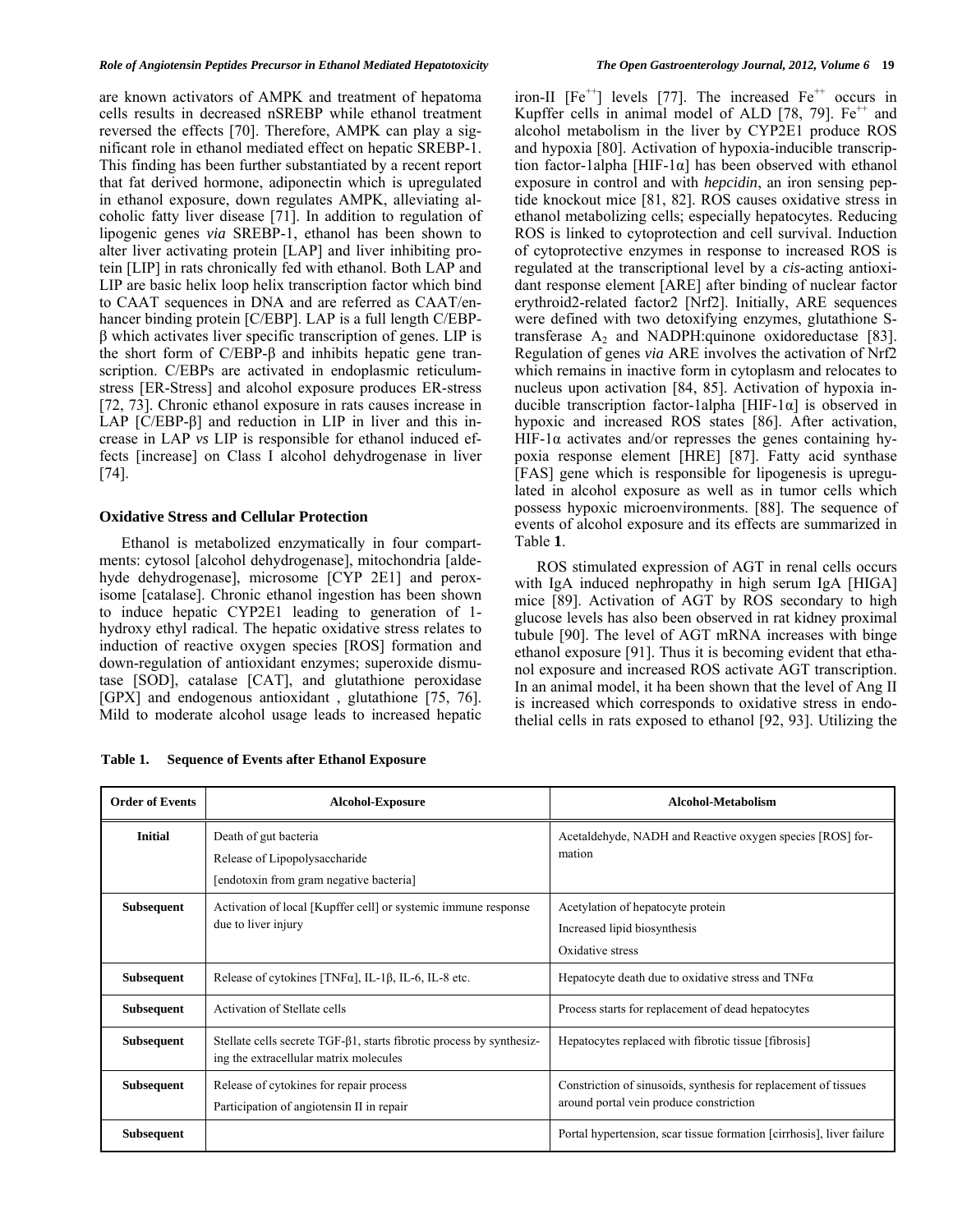are known activators of AMPK and treatment of hepatoma cells results in decreased nSREBP while ethanol treatment reversed the effects [70]. Therefore, AMPK can play a significant role in ethanol mediated effect on hepatic SREBP-1. This finding has been further substantiated by a recent report that fat derived hormone, adiponectin which is upregulated in ethanol exposure, down regulates AMPK, alleviating alcoholic fatty liver disease [71]. In addition to regulation of lipogenic genes *via* SREBP-1, ethanol has been shown to alter liver activating protein [LAP] and liver inhibiting protein [LIP] in rats chronically fed with ethanol. Both LAP and LIP are basic helix loop helix transcription factor which bind to CAAT sequences in DNA and are referred as CAAT/enhancer binding protein [C/EBP]. LAP is a full length C/EBP-β which activates liver specific transcription of genes. LIP is the short form of C/EBP-β and inhibits hepatic gene transcription. C/EBPs are activated in endoplasmic reticulum-stress [ER-Stress] and alcohol exposure produces ER-stress [72, 73]. Chronic ethanol exposure in rats causes increase in LAP [C/EBP-β] and reduction in LIP in liver and this increase in LAP *vs* LIP is responsible for ethanol induced effects [increase] on Class I alcohol dehydrogenase in liver [74].

### Oxidative Stress and Cellular Protection

Ethanol is metabolized enzymatically in four compartments: cytosol [alcohol dehydrogenase], mitochondria [aldehyde dehydrogenase], microsome [CYP 2E1] and peroxisome [catalase]. Chronic ethanol ingestion has been shown to induce hepatic CYP2E1 leading to generation of 1-hydroxy ethyl radical. The hepatic oxidative stress relates to induction of reactive oxygen species [ROS] formation and down-regulation of antioxidant enzymes; superoxide dismutase [SOD], catalase [CAT], and glutathione peroxidase [GPX] and endogenous antioxidant , glutathione [75, 76]. Mild to moderate alcohol usage leads to increased hepatic iron-II [$Fe^{++}$] levels [77]. The increased $Fe^{++}$ occurs in Kupffer cells in animal model of ALD [78, 79]. $Fe^{++}$ and alcohol metabolism in the liver by CYP2E1 produce ROS and hypoxia [80]. Activation of hypoxia-inducible transcription factor-1alpha [HIF-1α] has been observed with ethanol exposure in control and with *hepcidin*, an iron sensing peptide knockout mice [81, 82]. ROS causes oxidative stress in ethanol metabolizing cells; especially hepatocytes. Reducing ROS is linked to cytoprotection and cell survival. Induction of cytoprotective enzymes in response to increased ROS is regulated at the transcriptional level by a *cis*-acting antioxidant response element [ARE] after binding of nuclear factor erythroid2-related factor2 [Nrf2]. Initially, ARE sequences were defined with two detoxifying enzymes, glutathione S-transferase $A_2$ and NADPH:quinone oxidoreductase [83]. Regulation of genes *via* ARE involves the activation of Nrf2 which remains in inactive form in cytoplasm and relocates to nucleus upon activation [84, 85]. Activation of hypoxia inducible transcription factor-1alpha [HIF-1α] is observed in hypoxic and increased ROS states [86]. After activation, HIF-1α activates and/or represses the genes containing hypoxia response element [HRE] [87]. Fatty acid synthase [FAS] gene which is responsible for lipogenesis is upregulated in alcohol exposure as well as in tumor cells which possess hypoxic microenvironments. [88]. The sequence of events of alcohol exposure and its effects are summarized in Table **1**.

ROS stimulated expression of AGT in renal cells occurs with IgA induced nephropathy in high serum IgA [HIGA] mice [89]. Activation of AGT by ROS secondary to high glucose levels has also been observed in rat kidney proximal tubule [90]. The level of AGT mRNA increases with binge ethanol exposure [91]. Thus it is becoming evident that ethanol exposure and increased ROS activate AGT transcription. In an animal model, it ha been shown that the level of Ang II is increased which corresponds to oxidative stress in endothelial cells in rats exposed to ethanol [92, 93]. Utilizing the

**Table 1. Sequence of Events after Ethanol Exposure**

| Order of Events | Alcohol-Exposure | Alcohol-Metabolism |
|---|---|---|
| **Initial** | Death of gut bacteria<br>Release of Lipopolysaccharide<br>[endotoxin from gram negative bacteria] | Acetaldehyde, NADH and Reactive oxygen species [ROS] formation |
| **Subsequent** | Activation of local [Kupffer cell] or systemic immune response due to liver injury | Acetylation of hepatocyte protein<br>Increased lipid biosynthesis<br>Oxidative stress |
| **Subsequent** | Release of cytokines [TNFα], IL-1β, IL-6, IL-8 etc. | Hepatocyte death due to oxidative stress and TNFα |
| **Subsequent** | Activation of Stellate cells | Process starts for replacement of dead hepatocytes |
| **Subsequent** | Stellate cells secrete TGF-β1, starts fibrotic process by synthesizing the extracellular matrix molecules | Hepatocytes replaced with fibrotic tissue [fibrosis] |
| **Subsequent** | Release of cytokines for repair process<br>Participation of angiotensin II in repair | Constriction of sinusoids, synthesis for replacement of tissues around portal vein produce constriction |
| **Subsequent** | | Portal hypertension, scar tissue formation [cirrhosis], liver failure |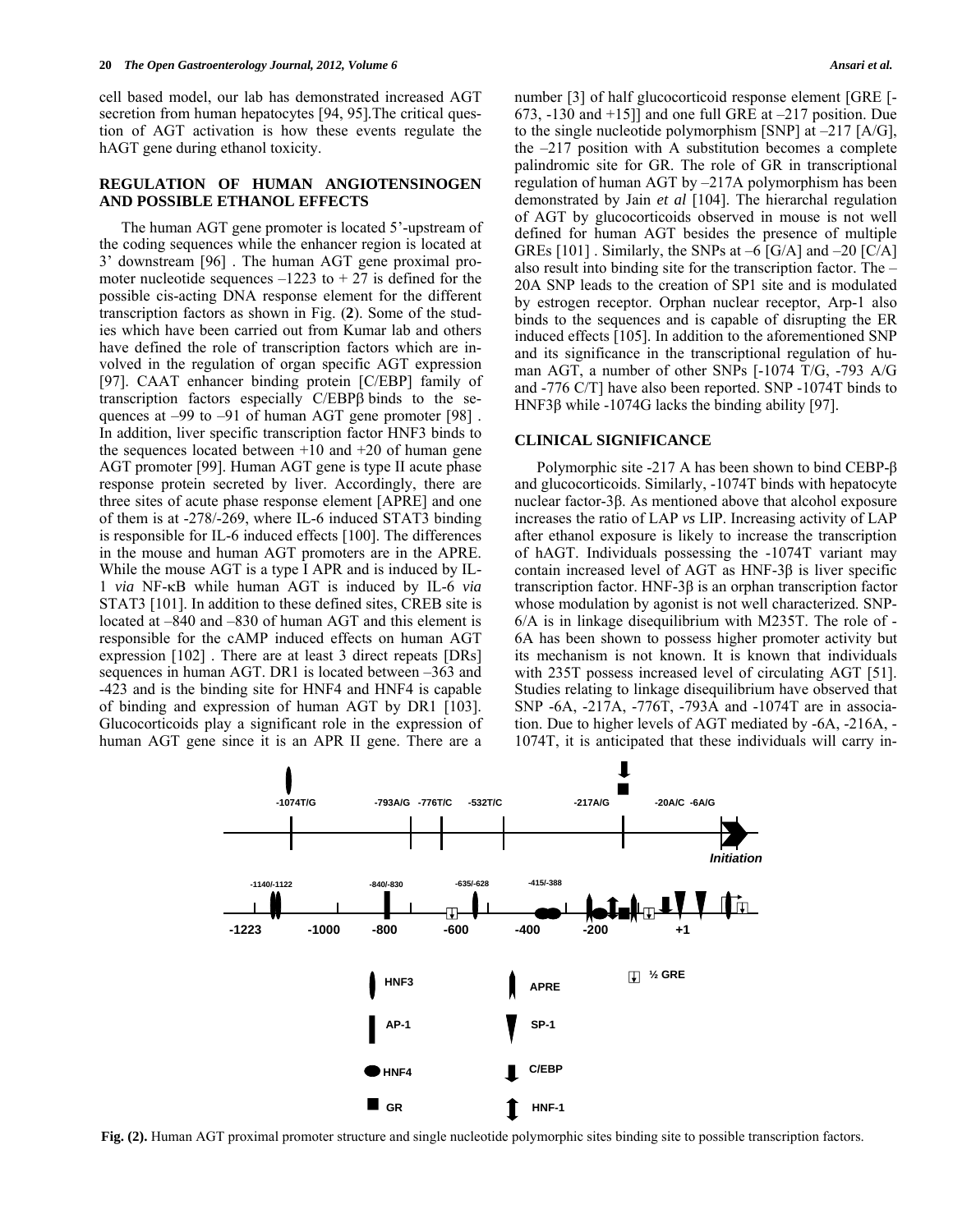cell based model, our lab has demonstrated increased AGT secretion from human hepatocytes [94, 95].The critical question of AGT activation is how these events regulate the hAGT gene during ethanol toxicity.

## REGULATION OF HUMAN ANGIOTENSINOGEN AND POSSIBLE ETHANOL EFFECTS

The human AGT gene promoter is located 5'-upstream of the coding sequences while the enhancer region is located at 3' downstream [96] . The human AGT gene proximal promoter nucleotide sequences –1223 to + 27 is defined for the possible cis-acting DNA response element for the different transcription factors as shown in Fig. (**2**). Some of the studies which have been carried out from Kumar lab and others have defined the role of transcription factors which are involved in the regulation of organ specific AGT expression [97]. CAAT enhancer binding protein [C/EBP] family of transcription factors especially C/EBPβ binds to the sequences at –99 to –91 of human AGT gene promoter [98] . In addition, liver specific transcription factor HNF3 binds to the sequences located between +10 and +20 of human gene AGT promoter [99]. Human AGT gene is type II acute phase response protein secreted by liver. Accordingly, there are three sites of acute phase response element [APRE] and one of them is at -278/-269, where IL-6 induced STAT3 binding is responsible for IL-6 induced effects [100]. The differences in the mouse and human AGT promoters are in the APRE. While the mouse AGT is a type I APR and is induced by IL-1 *via* NF-κB while human AGT is induced by IL-6 *via* STAT3 [101]. In addition to these defined sites, CREB site is located at –840 and –830 of human AGT and this element is responsible for the cAMP induced effects on human AGT expression [102] . There are at least 3 direct repeats [DRs] sequences in human AGT. DR1 is located between –363 and -423 and is the binding site for HNF4 and HNF4 is capable of binding and expression of human AGT by DR1 [103]. Glucocorticoids play a significant role in the expression of human AGT gene since it is an APR II gene. There are a number [3] of half glucocorticoid response element [GRE [-673, -130 and +15]] and one full GRE at –217 position. Due to the single nucleotide polymorphism [SNP] at –217 [A/G], the –217 position with A substitution becomes a complete palindromic site for GR. The role of GR in transcriptional regulation of human AGT by –217A polymorphism has been demonstrated by Jain *et al* [104]. The hierarchal regulation of AGT by glucocorticoids observed in mouse is not well defined for human AGT besides the presence of multiple GREs [101] . Similarly, the SNPs at –6 [G/A] and –20 [C/A] also result into binding site for the transcription factor. The –20A SNP leads to the creation of SP1 site and is modulated by estrogen receptor. Orphan nuclear receptor, Arp-1 also binds to the sequences and is capable of disrupting the ER induced effects [105]. In addition to the aforementioned SNP and its significance in the transcriptional regulation of human AGT, a number of other SNPs [-1074 T/G, -793 A/G and -776 C/T] have also been reported. SNP -1074T binds to HNF3β while -1074G lacks the binding ability [97].

## CLINICAL SIGNIFICANCE

Polymorphic site -217 A has been shown to bind CEBP-β and glucocorticoids. Similarly, -1074T binds with hepatocyte nuclear factor-3β. As mentioned above that alcohol exposure increases the ratio of LAP *vs* LIP. Increasing activity of LAP after ethanol exposure is likely to increase the transcription of hAGT. Individuals possessing the -1074T variant may contain increased level of AGT as HNF-3β is liver specific transcription factor. HNF-3β is an orphan transcription factor whose modulation by agonist is not well characterized. SNP-6/A is in linkage disequilibrium with M235T. The role of -6A has been shown to possess higher promoter activity but its mechanism is not known. It is known that individuals with 235T possess increased level of circulating AGT [51]. Studies relating to linkage disequilibrium have observed that SNP -6A, -217A, -776T, -793A and -1074T are in association. Due to higher levels of AGT mediated by -6A, -216A, -1074T, it is anticipated that these individuals will carry in-

**Fig. (2).** Human AGT proximal promoter structure and single nucleotide polymorphic sites binding site to possible transcription factors.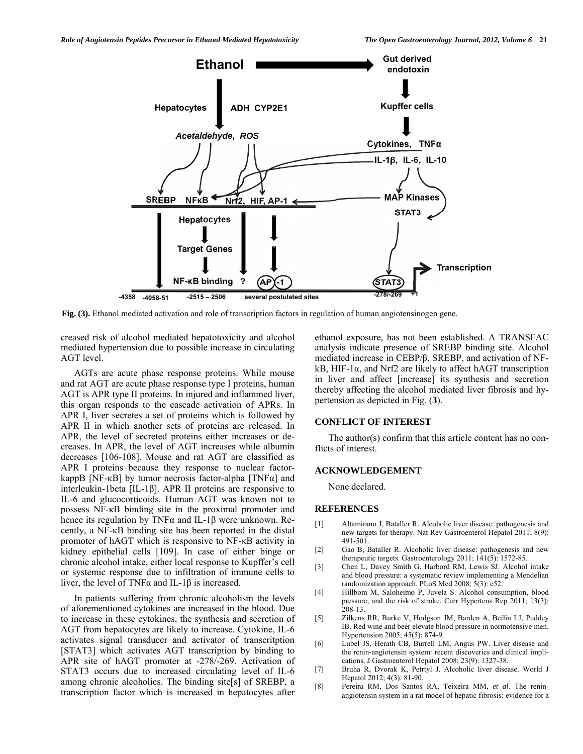Fig. (3). Ethanol mediated activation and role of transcription factors in regulation of human angiotensinogen gene.

creased risk of alcohol mediated hepatotoxicity and alcohol mediated hypertension due to possible increase in circulating AGT level.

AGTs are acute phase response proteins. While mouse and rat AGT are acute phase response type I proteins, human AGT is APR type II proteins. In injured and inflammed liver, this organ responds to the cascade activation of APRs. In APR I, liver secretes a set of proteins which is followed by APR II in which another sets of proteins are released. In APR, the level of secreted proteins either increases or decreases. In APR, the level of AGT increases while albumin decreases [106-108]. Mouse and rat AGT are classified as APR I proteins because they response to nuclear factor-kappB [NF-κB] by tumor necrosis factor-alpha [TNFα] and interleukin-1beta [IL-1β]. APR II proteins are responsive to IL-6 and glucocorticoids. Human AGT was known not to possess NF-κB binding site in the proximal promoter and hence its regulation by TNFα and IL-1β were unknown. Recently, a NF-κB binding site has been reported in the distal promoter of hAGT which is responsive to NF-κB activity in kidney epithelial cells [109]. In case of either binge or chronic alcohol intake, either local response to Kupffer's cell or systemic response due to infiltration of immune cells to liver, the level of TNFα and IL-1β is increased.

In patients suffering from chronic alcoholism the levels of aforementioned cytokines are increased in the blood. Due to increase in these cytokines, the synthesis and secretion of AGT from hepatocytes are likely to increase. Cytokine, IL-6 activates signal transducer and activator of transcritption [STAT3] which activates AGT transcription by binding to APR site of hAGT promoter at -278/-269. Activation of STAT3 occurs due to increased circulating level of IL-6 among chronic alcoholics. The binding site[s] of SREBP, a transcription factor which is increased in hepatocytes after ethanol exposure, has not been established. A TRANSFAC analysis indicate presence of SREBP binding site. Alcohol mediated increase in CEBP/β, SREBP, and activation of NF-kB, HIF-1α, and Nrf2 are likely to affect hAGT transcription in liver and affect [increase] its synthesis and secretion thereby affecting the alcohol mediated liver fibrosis and hypertension as depicted in Fig. (**3**).

## CONFLICT OF INTEREST

The author(s) confirm that this article content has no conflicts of interest.

## ACKNOWLEDGEMENT

None declared.

## REFERENCES

[1] Altamirano J, Bataller R. Alcoholic liver disease: pathogenesis and new targets for therapy. Nat Rev Gastroenterol Hepatol 2011; 8(9): 491-501.

[2] Gao B, Bataller R. Alcoholic liver disease: pathogenesis and new therapeutic targets. Gastroenterology 2011; 141(5): 1572-85.

[3] Chen L, Davey Smith G, Harbord RM, Lewis SJ. Alcohol intake and blood pressure: a systematic review implementing a Mendelian randomization approach. PLoS Med 2008; 5(3): e52.

[4] Hillbom M, Saloheimo P, Juvela S. Alcohol consumption, blood pressure, and the risk of stroke. Curr Hypertens Rep 2011; 13(3): 208-13.

[5] Zilkens RR, Burke V, Hodgson JM, Barden A, Beilin LJ, Puddey IB. Red wine and beer elevate blood pressure in normotensive men. Hypertension 2005; 45(5): 874-9.

[6] Lubel JS, Herath CB, Burrell LM, Angus PW. Liver disease and the renin-angiotensin system: recent discoveries and clinical implications. J Gastroenterol Hepatol 2008; 23(9): 1327-38.

[7] Bruha R, Dvorak K, Petrtyl J. Alcoholic liver disease. World J Hepatol 2012; 4(3): 81-90.

[8] Pereira RM, Dos Santos RA, Teixeira MM, *et al*. The renin-angiotensin system in a rat model of hepatic fibrosis: evidence for a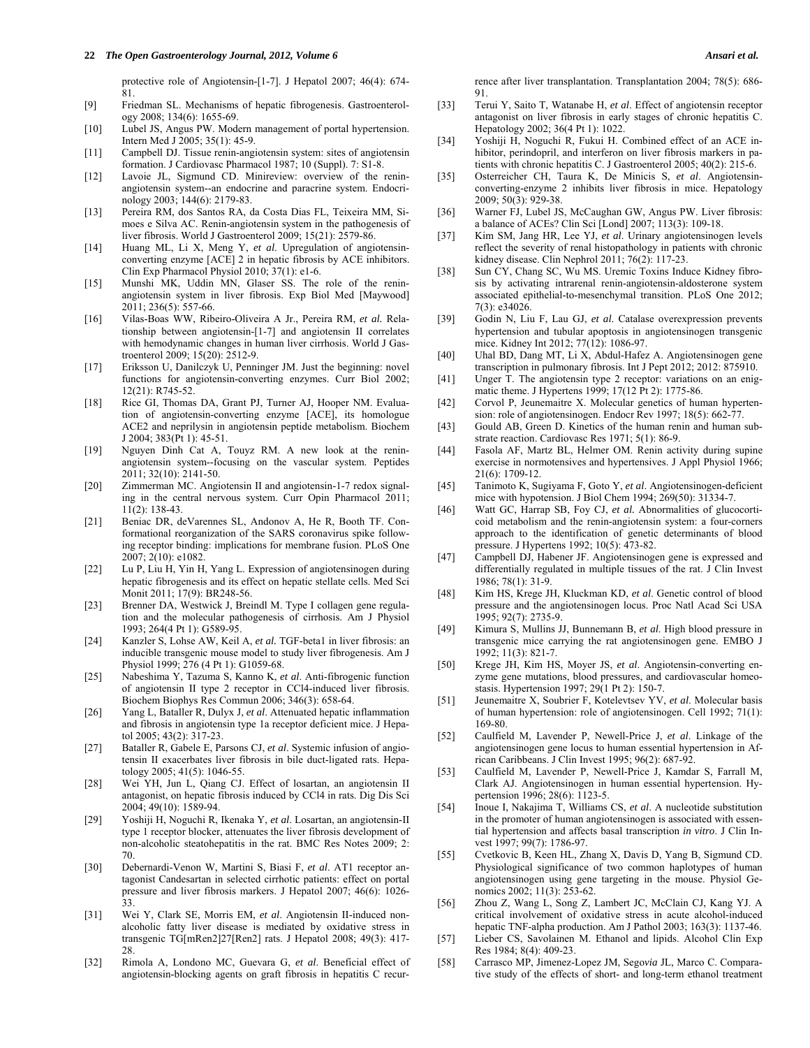protective role of Angiotensin-[1-7]. J Hepatol 2007; 46(4): 674-81.

[9] Friedman SL. Mechanisms of hepatic fibrogenesis. Gastroenterology 2008; 134(6): 1655-69.

[10] Lubel JS, Angus PW. Modern management of portal hypertension. Intern Med J 2005; 35(1): 45-9.

[11] Campbell DJ. Tissue renin-angiotensin system: sites of angiotensin formation. J Cardiovasc Pharmacol 1987; 10 (Suppl). 7: S1-8.

[12] Lavoie JL, Sigmund CD. Minireview: overview of the renin-angiotensin system--an endocrine and paracrine system. Endocrinology 2003; 144(6): 2179-83.

[13] Pereira RM, dos Santos RA, da Costa Dias FL, Teixeira MM, Simoes e Silva AC. Renin-angiotensin system in the pathogenesis of liver fibrosis. World J Gastroenterol 2009; 15(21): 2579-86.

[14] Huang ML, Li X, Meng Y, *et al*. Upregulation of angiotensin-converting enzyme [ACE] 2 in hepatic fibrosis by ACE inhibitors. Clin Exp Pharmacol Physiol 2010; 37(1): e1-6.

[15] Munshi MK, Uddin MN, Glaser SS. The role of the renin-angiotensin system in liver fibrosis. Exp Biol Med [Maywood] 2011; 236(5): 557-66.

[16] Vilas-Boas WW, Ribeiro-Oliveira A Jr., Pereira RM, *et al.* Relationship between angiotensin-[1-7] and angiotensin II correlates with hemodynamic changes in human liver cirrhosis. World J Gastroenterol 2009; 15(20): 2512-9.

[17] Eriksson U, Danilczyk U, Penninger JM. Just the beginning: novel functions for angiotensin-converting enzymes. Curr Biol 2002; 12(21): R745-52.

[18] Rice GI, Thomas DA, Grant PJ, Turner AJ, Hooper NM. Evaluation of angiotensin-converting enzyme [ACE], its homologue ACE2 and neprilysin in angiotensin peptide metabolism. Biochem J 2004; 383(Pt 1): 45-51.

[19] Nguyen Dinh Cat A, Touyz RM. A new look at the renin-angiotensin system--focusing on the vascular system. Peptides 2011; 32(10): 2141-50.

[20] Zimmerman MC. Angiotensin II and angiotensin-1-7 redox signaling in the central nervous system. Curr Opin Pharmacol 2011; 11(2): 138-43.

[21] Beniac DR, deVarennes SL, Andonov A, He R, Booth TF. Conformational reorganization of the SARS coronavirus spike following receptor binding: implications for membrane fusion. PLoS One 2007; 2(10): e1082.

[22] Lu P, Liu H, Yin H, Yang L. Expression of angiotensinogen during hepatic fibrogenesis and its effect on hepatic stellate cells. Med Sci Monit 2011; 17(9): BR248-56.

[23] Brenner DA, Westwick J, Breindl M. Type I collagen gene regulation and the molecular pathogenesis of cirrhosis. Am J Physiol 1993; 264(4 Pt 1): G589-95.

[24] Kanzler S, Lohse AW, Keil A, *et al.* TGF-beta1 in liver fibrosis: an inducible transgenic mouse model to study liver fibrogenesis. Am J Physiol 1999; 276 (4 Pt 1): G1059-68.

[25] Nabeshima Y, Tazuma S, Kanno K, *et al*. Anti-fibrogenic function of angiotensin II type 2 receptor in CCl4-induced liver fibrosis. Biochem Biophys Res Commun 2006; 346(3): 658-64.

[26] Yang L, Bataller R, Dulyx J, *et al*. Attenuated hepatic inflammation and fibrosis in angiotensin type 1a receptor deficient mice. J Hepatol 2005; 43(2): 317-23.

[27] Bataller R, Gabele E, Parsons CJ, *et al*. Systemic infusion of angiotensin II exacerbates liver fibrosis in bile duct-ligated rats. Hepatology 2005; 41(5): 1046-55.

[28] Wei YH, Jun L, Qiang CJ. Effect of losartan, an angiotensin II antagonist, on hepatic fibrosis induced by CCl4 in rats. Dig Dis Sci 2004; 49(10): 1589-94.

[29] Yoshiji H, Noguchi R, Ikenaka Y, *et al*. Losartan, an angiotensin-II type 1 receptor blocker, attenuates the liver fibrosis development of non-alcoholic steatohepatitis in the rat. BMC Res Notes 2009; 2: 70.

[30] Debernardi-Venon W, Martini S, Biasi F, *et al*. AT1 receptor antagonist Candesartan in selected cirrhotic patients: effect on portal pressure and liver fibrosis markers. J Hepatol 2007; 46(6): 1026-33.

[31] Wei Y, Clark SE, Morris EM, *et al*. Angiotensin II-induced non-alcoholic fatty liver disease is mediated by oxidative stress in transgenic TG[mRen2]27[Ren2] rats. J Hepatol 2008; 49(3): 417-28.

[32] Rimola A, Londono MC, Guevara G, *et al*. Beneficial effect of angiotensin-blocking agents on graft fibrosis in hepatitis C recurrence after liver transplantation. Transplantation 2004; 78(5): 686-91.

[33] Terui Y, Saito T, Watanabe H, *et al*. Effect of angiotensin receptor antagonist on liver fibrosis in early stages of chronic hepatitis C. Hepatology 2002; 36(4 Pt 1): 1022.

[34] Yoshiji H, Noguchi R, Fukui H. Combined effect of an ACE inhibitor, perindopril, and interferon on liver fibrosis markers in patients with chronic hepatitis C. J Gastroenterol 2005; 40(2): 215-6.

[35] Osterreicher CH, Taura K, De Minicis S, *et al*. Angiotensin-converting-enzyme 2 inhibits liver fibrosis in mice. Hepatology 2009; 50(3): 929-38.

[36] Warner FJ, Lubel JS, McCaughan GW, Angus PW. Liver fibrosis: a balance of ACEs? Clin Sci [Lond] 2007; 113(3): 109-18.

[37] Kim SM, Jang HR, Lee YJ, *et al*. Urinary angiotensinogen levels reflect the severity of renal histopathology in patients with chronic kidney disease. Clin Nephrol 2011; 76(2): 117-23.

[38] Sun CY, Chang SC, Wu MS. Uremic Toxins Induce Kidney fibrosis by activating intrarenal renin-angiotensin-aldosterone system associated epithelial-to-mesenchymal transition. PLoS One 2012; 7(3): e34026.

[39] Godin N, Liu F, Lau GJ, *et al*. Catalase overexpression prevents hypertension and tubular apoptosis in angiotensinogen transgenic mice. Kidney Int 2012; 77(12): 1086-97.

[40] Uhal BD, Dang MT, Li X, Abdul-Hafez A. Angiotensinogen gene transcription in pulmonary fibrosis. Int J Pept 2012; 2012: 875910.

[41] Unger T. The angiotensin type 2 receptor: variations on an enigmatic theme. J Hypertens 1999; 17(12 Pt 2): 1775-86.

[42] Corvol P, Jeunemaitre X. Molecular genetics of human hypertension: role of angiotensinogen. Endocr Rev 1997; 18(5): 662-77.

[43] Gould AB, Green D. Kinetics of the human renin and human substrate reaction. Cardiovasc Res 1971; 5(1): 86-9.

[44] Fasola AF, Martz BL, Helmer OM. Renin activity during supine exercise in normotensives and hypertensives. J Appl Physiol 1966; 21(6): 1709-12.

[45] Tanimoto K, Sugiyama F, Goto Y, *et al*. Angiotensinogen-deficient mice with hypotension. J Biol Chem 1994; 269(50): 31334-7.

[46] Watt GC, Harrap SB, Foy CJ, *et al.* Abnormalities of glucocorticoid metabolism and the renin-angiotensin system: a four-corners approach to the identification of genetic determinants of blood pressure. J Hypertens 1992; 10(5): 473-82.

[47] Campbell DJ, Habener JF. Angiotensinogen gene is expressed and differentially regulated in multiple tissues of the rat. J Clin Invest 1986; 78(1): 31-9.

[48] Kim HS, Krege JH, Kluckman KD, *et al*. Genetic control of blood pressure and the angiotensinogen locus. Proc Natl Acad Sci USA 1995; 92(7): 2735-9.

[49] Kimura S, Mullins JJ, Bunnemann B, *et al*. High blood pressure in transgenic mice carrying the rat angiotensinogen gene. EMBO J 1992; 11(3): 821-7.

[50] Krege JH, Kim HS, Moyer JS, *et al*. Angiotensin-converting enzyme gene mutations, blood pressures, and cardiovascular homeostasis. Hypertension 1997; 29(1 Pt 2): 150-7.

[51] Jeunemaitre X, Soubrier F, Kotelevtsev YV, *et al*. Molecular basis of human hypertension: role of angiotensinogen. Cell 1992; 71(1): 169-80.

[52] Caulfield M, Lavender P, Newell-Price J, *et al*. Linkage of the angiotensinogen gene locus to human essential hypertension in African Caribbeans. J Clin Invest 1995; 96(2): 687-92.

[53] Caulfield M, Lavender P, Newell-Price J, Kamdar S, Farrall M, Clark AJ. Angiotensinogen in human essential hypertension. Hypertension 1996; 28(6): 1123-5.

[54] Inoue I, Nakajima T, Williams CS, *et al*. A nucleotide substitution in the promoter of human angiotensinogen is associated with essential hypertension and affects basal transcription *in vitro*. J Clin Invest 1997; 99(7): 1786-97.

[55] Cvetkovic B, Keen HL, Zhang X, Davis D, Yang B, Sigmund CD. Physiological significance of two common haplotypes of human angiotensinogen using gene targeting in the mouse. Physiol Genomics 2002; 11(3): 253-62.

[56] Zhou Z, Wang L, Song Z, Lambert JC, McClain CJ, Kang YJ. A critical involvement of oxidative stress in acute alcohol-induced hepatic TNF-alpha production. Am J Pathol 2003; 163(3): 1137-46.

[57] Lieber CS, Savolainen M. Ethanol and lipids. Alcohol Clin Exp Res 1984; 8(4): 409-23.

[58] Carrasco MP, Jimenez-Lopez JM, Segovia JL, Marco C. Comparative study of the effects of short- and long-term ethanol treatment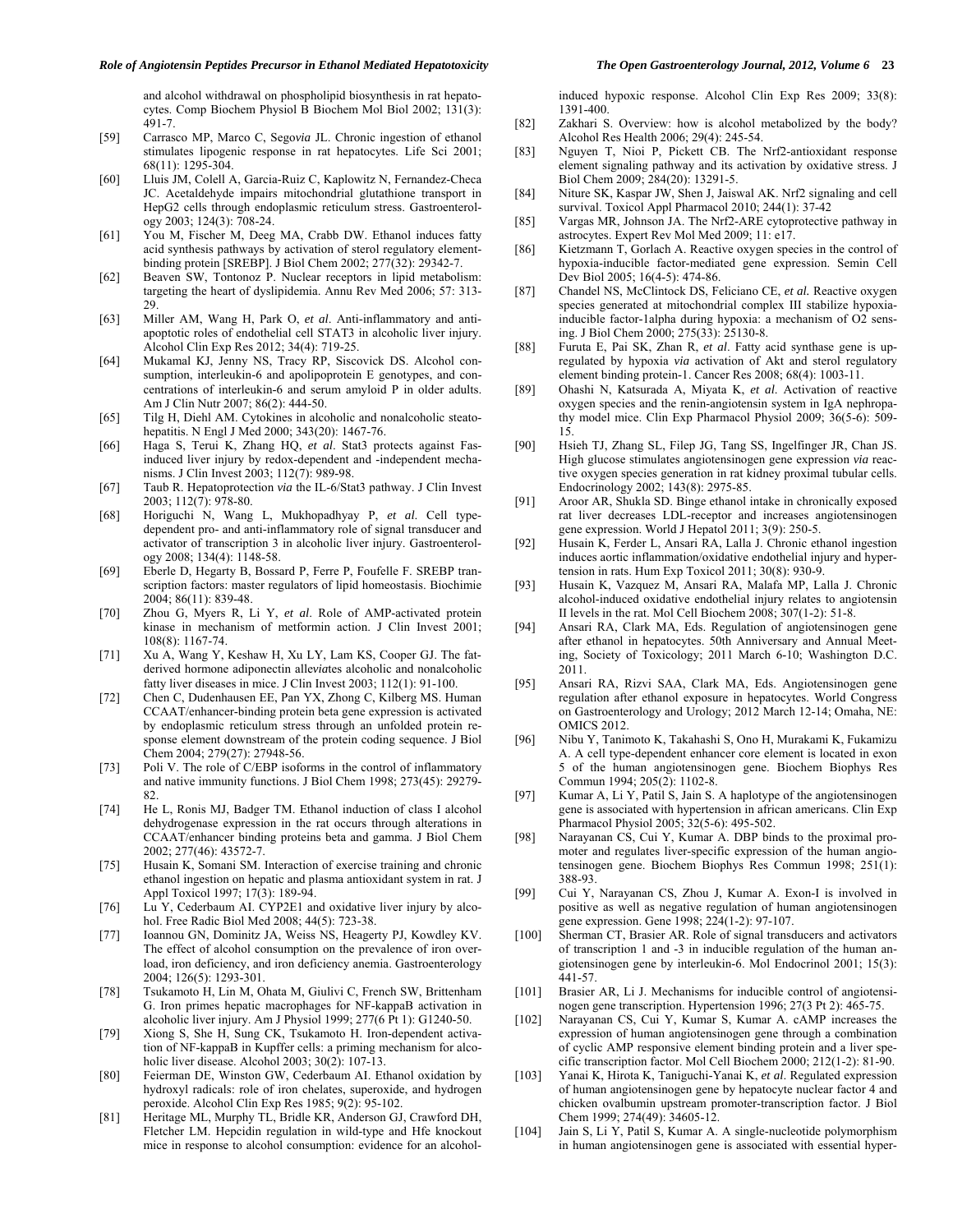and alcohol withdrawal on phospholipid biosynthesis in rat hepatocytes. Comp Biochem Physiol B Biochem Mol Biol 2002; 131(3): 491-7.

[59] Carrasco MP, Marco C, Segov*ia* JL. Chronic ingestion of ethanol stimulates lipogenic response in rat hepatocytes. Life Sci 2001; 68(11): 1295-304.

[60] Lluis JM, Colell A, Garcia-Ruiz C, Kaplowitz N, Fernandez-Checa JC. Acetaldehyde impairs mitochondrial glutathione transport in HepG2 cells through endoplasmic reticulum stress. Gastroenterology 2003; 124(3): 708-24.

[61] You M, Fischer M, Deeg MA, Crabb DW. Ethanol induces fatty acid synthesis pathways by activation of sterol regulatory element-binding protein [SREBP]. J Biol Chem 2002; 277(32): 29342-7.

[62] Beaven SW, Tontonoz P. Nuclear receptors in lipid metabolism: targeting the heart of dyslipidemia. Annu Rev Med 2006; 57: 313-29.

[63] Miller AM, Wang H, Park O, *et al*. Anti-inflammatory and anti-apoptotic roles of endothelial cell STAT3 in alcoholic liver injury. Alcohol Clin Exp Res 2012; 34(4): 719-25.

[64] Mukamal KJ, Jenny NS, Tracy RP, Siscovick DS. Alcohol consumption, interleukin-6 and apolipoprotein E genotypes, and concentrations of interleukin-6 and serum amyloid P in older adults. Am J Clin Nutr 2007; 86(2): 444-50.

[65] Tilg H, Diehl AM. Cytokines in alcoholic and nonalcoholic steatohepatitis. N Engl J Med 2000; 343(20): 1467-76.

[66] Haga S, Terui K, Zhang HQ, *et al*. Stat3 protects against Fas-induced liver injury by redox-dependent and -independent mechanisms. J Clin Invest 2003; 112(7): 989-98.

[67] Taub R. Hepatoprotection *via* the IL-6/Stat3 pathway. J Clin Invest 2003; 112(7): 978-80.

[68] Horiguchi N, Wang L, Mukhopadhyay P, *et al*. Cell type-dependent pro- and anti-inflammatory role of signal transducer and activator of transcription 3 in alcoholic liver injury. Gastroenterology 2008; 134(4): 1148-58.

[69] Eberle D, Hegarty B, Bossard P, Ferre P, Foufelle F. SREBP transcription factors: master regulators of lipid homeostasis. Biochimie 2004; 86(11): 839-48.

[70] Zhou G, Myers R, Li Y, *et al*. Role of AMP-activated protein kinase in mechanism of metformin action. J Clin Invest 2001; 108(8): 1167-74.

[71] Xu A, Wang Y, Keshaw H, Xu LY, Lam KS, Cooper GJ. The fat-derived hormone adiponectin alle*via*tes alcoholic and nonalcoholic fatty liver diseases in mice. J Clin Invest 2003; 112(1): 91-100.

[72] Chen C, Dudenhausen EE, Pan YX, Zhong C, Kilberg MS. Human CCAAT/enhancer-binding protein beta gene expression is activated by endoplasmic reticulum stress through an unfolded protein response element downstream of the protein coding sequence. J Biol Chem 2004; 279(27): 27948-56.

[73] Poli V. The role of C/EBP isoforms in the control of inflammatory and native immunity functions. J Biol Chem 1998; 273(45): 29279-82.

[74] He L, Ronis MJ, Badger TM. Ethanol induction of class I alcohol dehydrogenase expression in the rat occurs through alterations in CCAAT/enhancer binding proteins beta and gamma. J Biol Chem 2002; 277(46): 43572-7.

[75] Husain K, Somani SM. Interaction of exercise training and chronic ethanol ingestion on hepatic and plasma antioxidant system in rat. J Appl Toxicol 1997; 17(3): 189-94.

[76] Lu Y, Cederbaum AI. CYP2E1 and oxidative liver injury by alcohol. Free Radic Biol Med 2008; 44(5): 723-38.

[77] Ioannou GN, Dominitz JA, Weiss NS, Heagerty PJ, Kowdley KV. The effect of alcohol consumption on the prevalence of iron overload, iron deficiency, and iron deficiency anemia. Gastroenterology 2004; 126(5): 1293-301.

[78] Tsukamoto H, Lin M, Ohata M, Giulivi C, French SW, Brittenham G. Iron primes hepatic macrophages for NF-kappaB activation in alcoholic liver injury. Am J Physiol 1999; 277(6 Pt 1): G1240-50.

[79] Xiong S, She H, Sung CK, Tsukamoto H. Iron-dependent activation of NF-kappaB in Kupffer cells: a priming mechanism for alcoholic liver disease. Alcohol 2003; 30(2): 107-13.

[80] Feierman DE, Winston GW, Cederbaum AI. Ethanol oxidation by hydroxyl radicals: role of iron chelates, superoxide, and hydrogen peroxide. Alcohol Clin Exp Res 1985; 9(2): 95-102.

[81] Heritage ML, Murphy TL, Bridle KR, Anderson GJ, Crawford DH, Fletcher LM. Hepcidin regulation in wild-type and Hfe knockout mice in response to alcohol consumption: evidence for an alcohol-induced hypoxic response. Alcohol Clin Exp Res 2009; 33(8): 1391-400.

[82] Zakhari S. Overview: how is alcohol metabolized by the body? Alcohol Res Health 2006; 29(4): 245-54.

[83] Nguyen T, Nioi P, Pickett CB. The Nrf2-antioxidant response element signaling pathway and its activation by oxidative stress. J Biol Chem 2009; 284(20): 13291-5.

[84] Niture SK, Kaspar JW, Shen J, Jaiswal AK. Nrf2 signaling and cell survival. Toxicol Appl Pharmacol 2010; 244(1): 37-42

[85] Vargas MR, Johnson JA. The Nrf2-ARE cytoprotective pathway in astrocytes. Expert Rev Mol Med 2009; 11: e17.

[86] Kietzmann T, Gorlach A. Reactive oxygen species in the control of hypoxia-inducible factor-mediated gene expression. Semin Cell Dev Biol 2005; 16(4-5): 474-86.

[87] Chandel NS, McClintock DS, Feliciano CE, *et al.* Reactive oxygen species generated at mitochondrial complex III stabilize hypoxia-inducible factor-1alpha during hypoxia: a mechanism of O2 sensing. J Biol Chem 2000; 275(33): 25130-8.

[88] Furuta E, Pai SK, Zhan R, *et al*. Fatty acid synthase gene is up-regulated by hypoxia *via* activation of Akt and sterol regulatory element binding protein-1. Cancer Res 2008; 68(4): 1003-11.

[89] Ohashi N, Katsurada A, Miyata K, *et al*. Activation of reactive oxygen species and the renin-angiotensin system in IgA nephropathy model mice. Clin Exp Pharmacol Physiol 2009; 36(5-6): 509-15.

[90] Hsieh TJ, Zhang SL, Filep JG, Tang SS, Ingelfinger JR, Chan JS. High glucose stimulates angiotensinogen gene expression *via* reactive oxygen species generation in rat kidney proximal tubular cells. Endocrinology 2002; 143(8): 2975-85.

[91] Aroor AR, Shukla SD. Binge ethanol intake in chronically exposed rat liver decreases LDL-receptor and increases angiotensinogen gene expression. World J Hepatol 2011; 3(9): 250-5.

[92] Husain K, Ferder L, Ansari RA, Lalla J. Chronic ethanol ingestion induces aortic inflammation/oxidative endothelial injury and hypertension in rats. Hum Exp Toxicol 2011; 30(8): 930-9.

[93] Husain K, Vazquez M, Ansari RA, Malafa MP, Lalla J. Chronic alcohol-induced oxidative endothelial injury relates to angiotensin II levels in the rat. Mol Cell Biochem 2008; 307(1-2): 51-8.

[94] Ansari RA, Clark MA, Eds. Regulation of angiotensinogen gene after ethanol in hepatocytes. 50th Anniversary and Annual Meeting, Society of Toxicology; 2011 March 6-10; Washington D.C. 2011.

[95] Ansari RA, Rizvi SAA, Clark MA, Eds. Angiotensinogen gene regulation after ethanol exposure in hepatocytes. World Congress on Gastroenterology and Urology; 2012 March 12-14; Omaha, NE: OMICS 2012.

[96] Nibu Y, Tanimoto K, Takahashi S, Ono H, Murakami K, Fukamizu A. A cell type-dependent enhancer core element is located in exon 5 of the human angiotensinogen gene. Biochem Biophys Res Commun 1994; 205(2): 1102-8.

[97] Kumar A, Li Y, Patil S, Jain S. A haplotype of the angiotensinogen gene is associated with hypertension in african americans. Clin Exp Pharmacol Physiol 2005; 32(5-6): 495-502.

[98] Narayanan CS, Cui Y, Kumar A. DBP binds to the proximal promoter and regulates liver-specific expression of the human angiotensinogen gene. Biochem Biophys Res Commun 1998; 251(1): 388-93.

[99] Cui Y, Narayanan CS, Zhou J, Kumar A. Exon-I is involved in positive as well as negative regulation of human angiotensinogen gene expression. Gene 1998; 224(1-2): 97-107.

[100] Sherman CT, Brasier AR. Role of signal transducers and activators of transcription 1 and -3 in inducible regulation of the human angiotensinogen gene by interleukin-6. Mol Endocrinol 2001; 15(3): 441-57.

[101] Brasier AR, Li J. Mechanisms for inducible control of angiotensinogen gene transcription. Hypertension 1996; 27(3 Pt 2): 465-75.

[102] Narayanan CS, Cui Y, Kumar S, Kumar A. cAMP increases the expression of human angiotensinogen gene through a combination of cyclic AMP responsive element binding protein and a liver specific transcription factor. Mol Cell Biochem 2000; 212(1-2): 81-90.

[103] Yanai K, Hirota K, Taniguchi-Yanai K, *et al*. Regulated expression of human angiotensinogen gene by hepatocyte nuclear factor 4 and chicken ovalbumin upstream promoter-transcription factor. J Biol Chem 1999; 274(49): 34605-12.

[104] Jain S, Li Y, Patil S, Kumar A. A single-nucleotide polymorphism in human angiotensinogen gene is associated with essential hyper-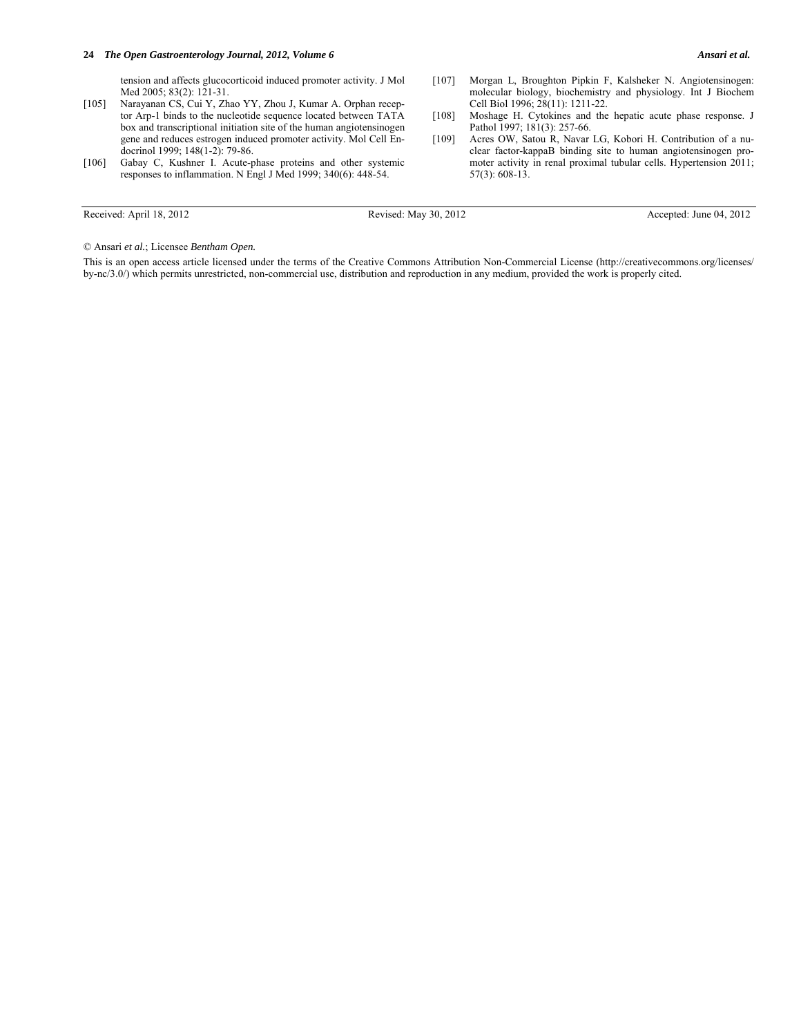tension and affects glucocorticoid induced promoter activity. J Mol Med 2005; 83(2): 121-31.

[105] Narayanan CS, Cui Y, Zhao YY, Zhou J, Kumar A. Orphan receptor Arp-1 binds to the nucleotide sequence located between TATA box and transcriptional initiation site of the human angiotensinogen gene and reduces estrogen induced promoter activity. Mol Cell Endocrinol 1999; 148(1-2): 79-86.

[106] Gabay C, Kushner I. Acute-phase proteins and other systemic responses to inflammation. N Engl J Med 1999; 340(6): 448-54.

[107] Morgan L, Broughton Pipkin F, Kalsheker N. Angiotensinogen: molecular biology, biochemistry and physiology. Int J Biochem Cell Biol 1996; 28(11): 1211-22.

[108] Moshage H. Cytokines and the hepatic acute phase response. J Pathol 1997; 181(3): 257-66.

[109] Acres OW, Satou R, Navar LG, Kobori H. Contribution of a nuclear factor-kappaB binding site to human angiotensinogen promoter activity in renal proximal tubular cells. Hypertension 2011; 57(3): 608-13.

Received: April 18, 2012 Revised: May 30, 2012 Accepted: June 04, 2012

© Ansari *et al.*; Licensee *Bentham Open.*

This is an open access article licensed under the terms of the Creative Commons Attribution Non-Commercial License (http://creativecommons.org/licenses/by-nc/3.0/) which permits unrestricted, non-commercial use, distribution and reproduction in any medium, provided the work is properly cited.